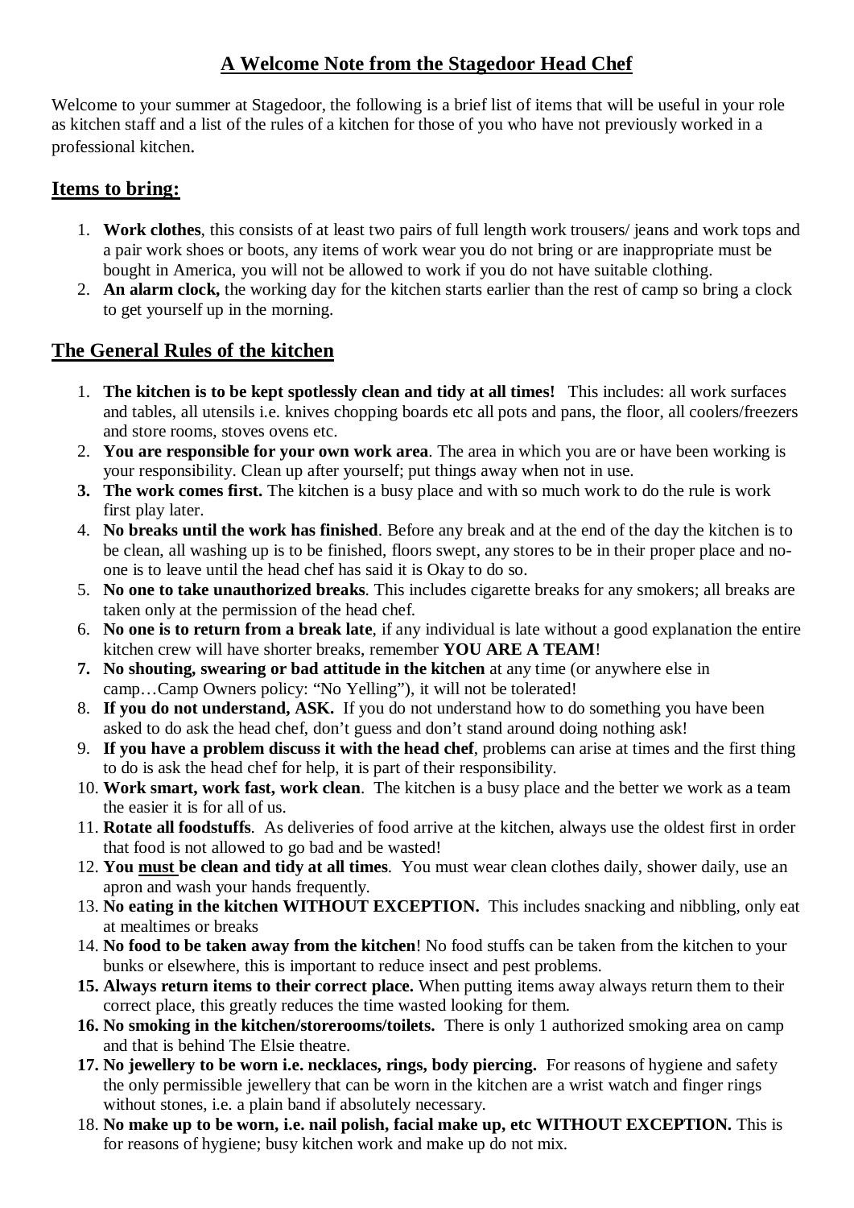# A Welcome Note from the Stagedoor Head Chef

Welcome to your summer at Stagedoor, the following is a brief list of items that will be useful in your role as kitchen staff and a list of the rules of a kitchen for those of you who have not previously worked in a professional kitchen.

## Items to bring:

1. **Work clothes**, this consists of at least two pairs of full length work trousers/ jeans and work tops and a pair work shoes or boots, any items of work wear you do not bring or are inappropriate must be bought in America, you will not be allowed to work if you do not have suitable clothing.
2. **An alarm clock,** the working day for the kitchen starts earlier than the rest of camp so bring a clock to get yourself up in the morning.

## The General Rules of the kitchen

1. **The kitchen is to be kept spotlessly clean and tidy at all times!** This includes: all work surfaces and tables, all utensils i.e. knives chopping boards etc all pots and pans, the floor, all coolers/freezers and store rooms, stoves ovens etc.
2. **You are responsible for your own work area**. The area in which you are or have been working is your responsibility. Clean up after yourself; put things away when not in use.
3. **The work comes first.** The kitchen is a busy place and with so much work to do the rule is work first play later.
4. **No breaks until the work has finished**. Before any break and at the end of the day the kitchen is to be clean, all washing up is to be finished, floors swept, any stores to be in their proper place and no-one is to leave until the head chef has said it is Okay to do so.
5. **No one to take unauthorized breaks**. This includes cigarette breaks for any smokers; all breaks are taken only at the permission of the head chef.
6. **No one is to return from a break late**, if any individual is late without a good explanation the entire kitchen crew will have shorter breaks, remember **YOU ARE A TEAM**!
7. **No shouting, swearing or bad attitude in the kitchen** at any time (or anywhere else in camp…Camp Owners policy: "No Yelling"), it will not be tolerated!
8. **If you do not understand, ASK.** If you do not understand how to do something you have been asked to do ask the head chef, don't guess and don't stand around doing nothing ask!
9. **If you have a problem discuss it with the head chef**, problems can arise at times and the first thing to do is ask the head chef for help, it is part of their responsibility.
10. **Work smart, work fast, work clean**. The kitchen is a busy place and the better we work as a team the easier it is for all of us.
11. **Rotate all foodstuffs**. As deliveries of food arrive at the kitchen, always use the oldest first in order that food is not allowed to go bad and be wasted!
12. **You <u>must</u> be clean and tidy at all times**. You must wear clean clothes daily, shower daily, use an apron and wash your hands frequently.
13. **No eating in the kitchen WITHOUT EXCEPTION.** This includes snacking and nibbling, only eat at mealtimes or breaks
14. **No food to be taken away from the kitchen**! No food stuffs can be taken from the kitchen to your bunks or elsewhere, this is important to reduce insect and pest problems.
15. **Always return items to their correct place.** When putting items away always return them to their correct place, this greatly reduces the time wasted looking for them.
16. **No smoking in the kitchen/storerooms/toilets.** There is only 1 authorized smoking area on camp and that is behind The Elsie theatre.
17. **No jewellery to be worn i.e. necklaces, rings, body piercing.** For reasons of hygiene and safety the only permissible jewellery that can be worn in the kitchen are a wrist watch and finger rings without stones, i.e. a plain band if absolutely necessary.
18. **No make up to be worn, i.e. nail polish, facial make up, etc WITHOUT EXCEPTION.** This is for reasons of hygiene; busy kitchen work and make up do not mix.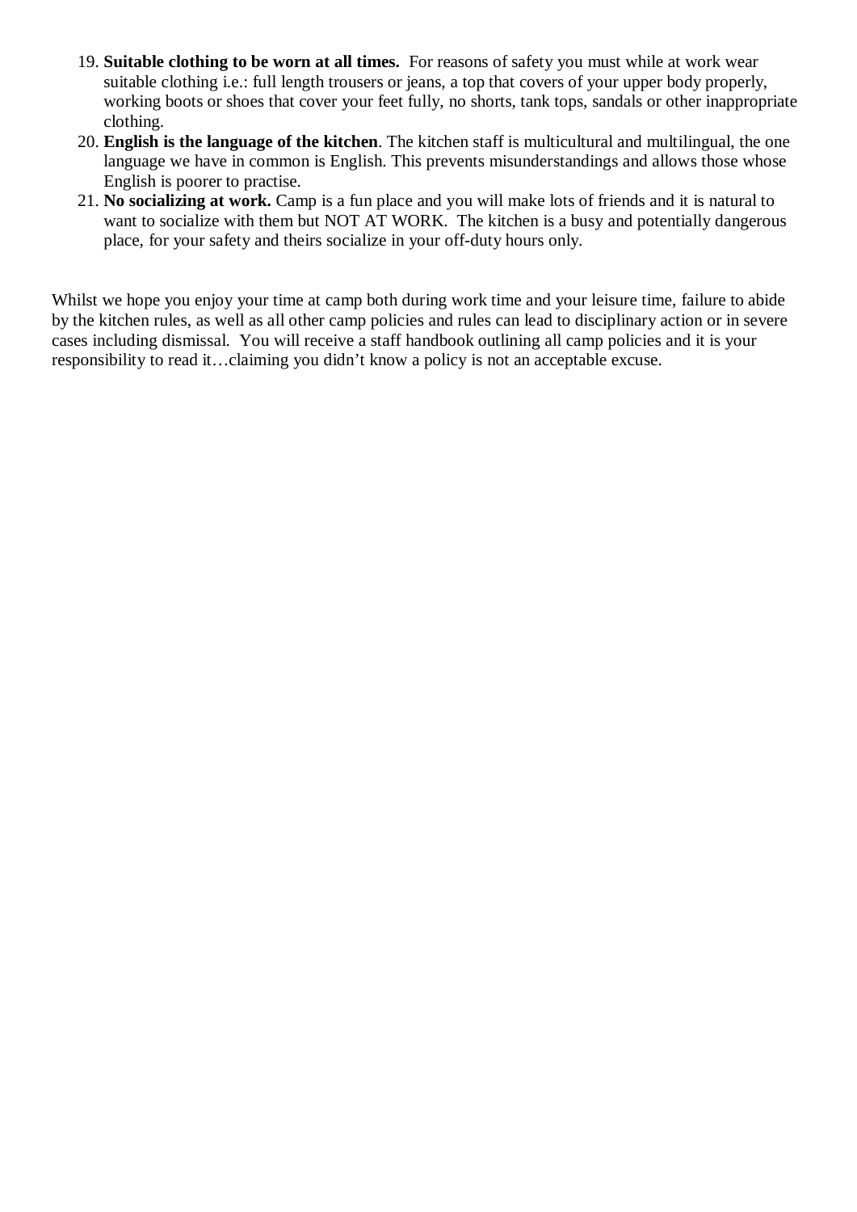19. **Suitable clothing to be worn at all times.** For reasons of safety you must while at work wear suitable clothing i.e.: full length trousers or jeans, a top that covers of your upper body properly, working boots or shoes that cover your feet fully, no shorts, tank tops, sandals or other inappropriate clothing.
20. **English is the language of the kitchen**. The kitchen staff is multicultural and multilingual, the one language we have in common is English. This prevents misunderstandings and allows those whose English is poorer to practise.
21. **No socializing at work.** Camp is a fun place and you will make lots of friends and it is natural to want to socialize with them but NOT AT WORK. The kitchen is a busy and potentially dangerous place, for your safety and theirs socialize in your off-duty hours only.

Whilst we hope you enjoy your time at camp both during work time and your leisure time, failure to abide by the kitchen rules, as well as all other camp policies and rules can lead to disciplinary action or in severe cases including dismissal. You will receive a staff handbook outlining all camp policies and it is your responsibility to read it…claiming you didn't know a policy is not an acceptable excuse.